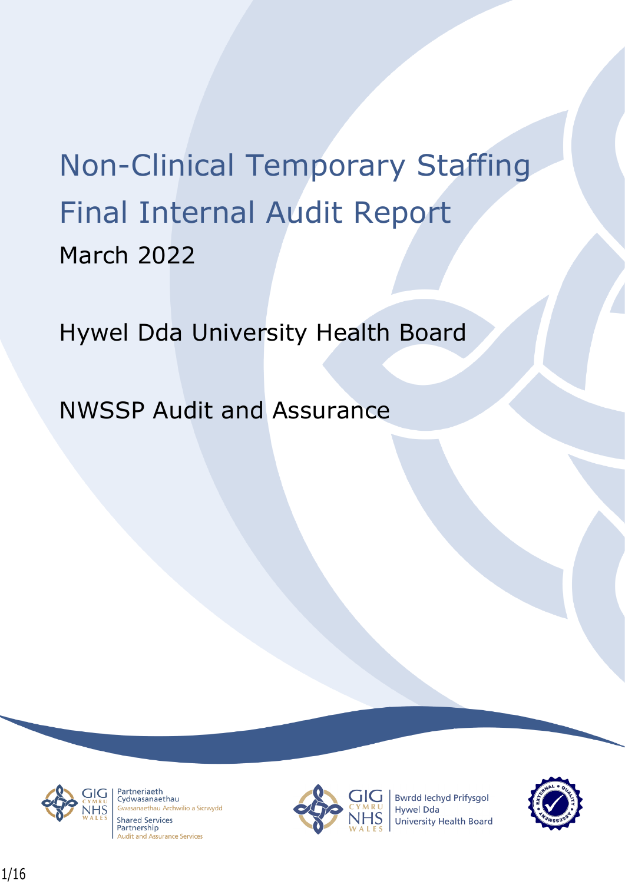# Non-Clinical Temporary Staffing Final Internal Audit Report

March 2022

Hywel Dda University Health Board

NWSSP Audit and Assurance

GIG CYMRU NHS WALES | Partneriaeth Cydwasanaethau
Gwasanaethau Archwilio a Sicrwydd
Shared Services Partnership
Audit and Assurance Services

GIG CYMRU NHS WALES | Bwrdd Iechyd Prifysgol Hywel Dda University Health Board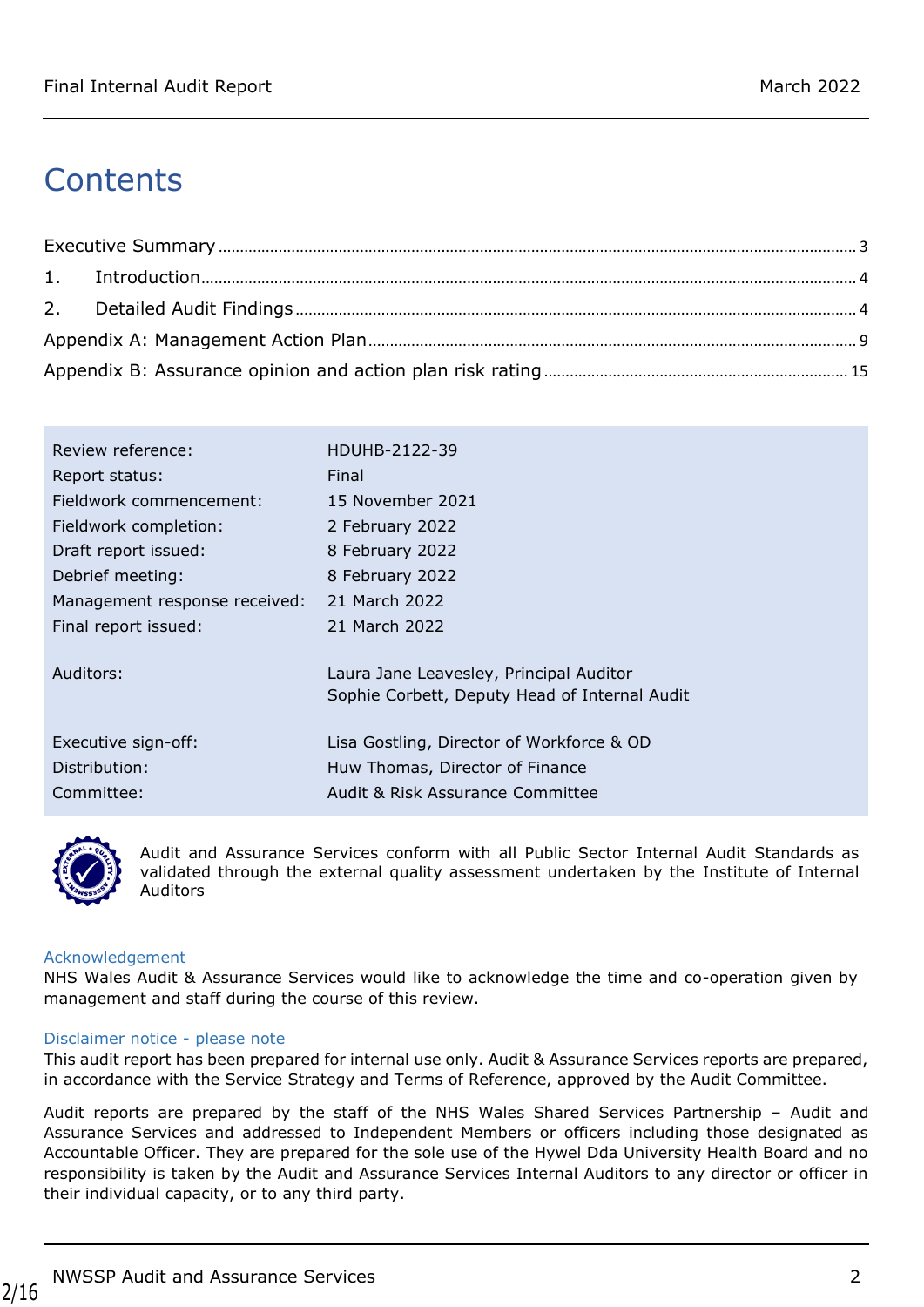# Contents

Executive Summary ..... 3

1. Introduction ..... 4

2. Detailed Audit Findings ..... 4

Appendix A: Management Action Plan ..... 9

Appendix B: Assurance opinion and action plan risk rating ..... 15

| | |
|---|---|
| Review reference: | HDUHB-2122-39 |
| Report status: | Final |
| Fieldwork commencement: | 15 November 2021 |
| Fieldwork completion: | 2 February 2022 |
| Draft report issued: | 8 February 2022 |
| Debrief meeting: | 8 February 2022 |
| Management response received: | 21 March 2022 |
| Final report issued: | 21 March 2022 |
| Auditors: | Laura Jane Leavesley, Principal Auditor<br>Sophie Corbett, Deputy Head of Internal Audit |
| Executive sign-off: | Lisa Gostling, Director of Workforce & OD |
| Distribution: | Huw Thomas, Director of Finance |
| Committee: | Audit & Risk Assurance Committee |

Audit and Assurance Services conform with all Public Sector Internal Audit Standards as validated through the external quality assessment undertaken by the Institute of Internal Auditors

### Acknowledgement

NHS Wales Audit & Assurance Services would like to acknowledge the time and co-operation given by management and staff during the course of this review.

### Disclaimer notice - please note

This audit report has been prepared for internal use only. Audit & Assurance Services reports are prepared, in accordance with the Service Strategy and Terms of Reference, approved by the Audit Committee.

Audit reports are prepared by the staff of the NHS Wales Shared Services Partnership – Audit and Assurance Services and addressed to Independent Members or officers including those designated as Accountable Officer. They are prepared for the sole use of the Hywel Dda University Health Board and no responsibility is taken by the Audit and Assurance Services Internal Auditors to any director or officer in their individual capacity, or to any third party.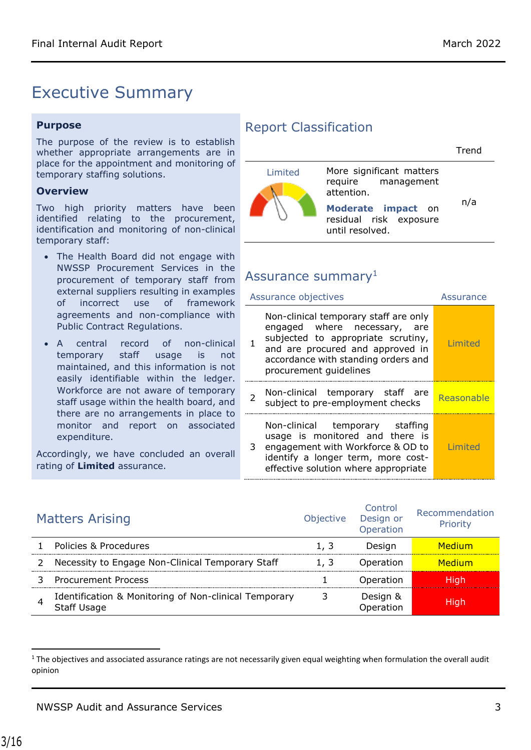# Executive Summary

## Purpose

The purpose of the review is to establish whether appropriate arrangements are in place for the appointment and monitoring of temporary staffing solutions.

## Overview

Two high priority matters have been identified relating to the procurement, identification and monitoring of non-clinical temporary staff:

- The Health Board did not engage with NWSSP Procurement Services in the procurement of temporary staff from external suppliers resulting in examples of incorrect use of framework agreements and non-compliance with Public Contract Regulations.
- A central record of non-clinical temporary staff usage is not maintained, and this information is not easily identifiable within the ledger. Workforce are not aware of temporary staff usage within the health board, and there are no arrangements in place to monitor and report on associated expenditure.

Accordingly, we have concluded an overall rating of **Limited** assurance.

## Report Classification

| | | Trend |
|---|---|---|
| Limited | More significant matters require management attention. **Moderate impact** on residual risk exposure until resolved. | n/a |

## Assurance summary[1]

| | Assurance objectives | Assurance |
|---|---|---|
| 1 | Non-clinical temporary staff are only engaged where necessary, are subjected to appropriate scrutiny, and are procured and approved in accordance with standing orders and procurement guidelines | Limited |
| 2 | Non-clinical temporary staff are subject to pre-employment checks | Reasonable |
| 3 | Non-clinical temporary staffing usage is monitored and there is engagement with Workforce & OD to identify a longer term, more cost-effective solution where appropriate | Limited |

## Matters Arising

| | Matters Arising | Objective | Control Design or Operation | Recommendation Priority |
|---|---|---|---|---|
| 1 | Policies & Procedures | 1, 3 | Design | Medium |
| 2 | Necessity to Engage Non-Clinical Temporary Staff | 1, 3 | Operation | Medium |
| 3 | Procurement Process | 1 | Operation | High |
| 4 | Identification & Monitoring of Non-clinical Temporary Staff Usage | 3 | Design & Operation | High |

[1] The objectives and associated assurance ratings are not necessarily given equal weighting when formulation the overall audit opinion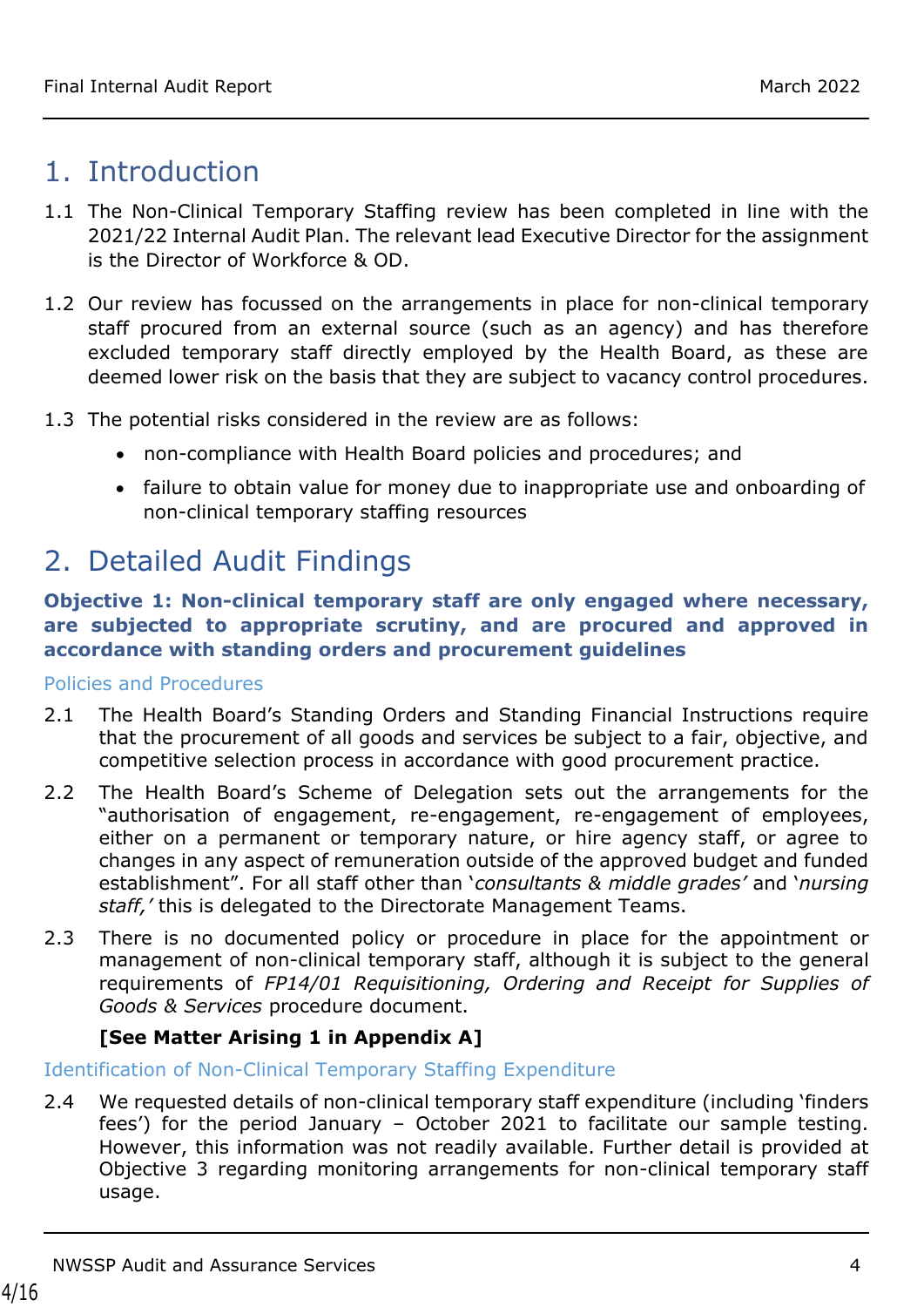# 1. Introduction

1.1 The Non-Clinical Temporary Staffing review has been completed in line with the 2021/22 Internal Audit Plan. The relevant lead Executive Director for the assignment is the Director of Workforce & OD.

1.2 Our review has focussed on the arrangements in place for non-clinical temporary staff procured from an external source (such as an agency) and has therefore excluded temporary staff directly employed by the Health Board, as these are deemed lower risk on the basis that they are subject to vacancy control procedures.

1.3 The potential risks considered in the review are as follows:

- non-compliance with Health Board policies and procedures; and
- failure to obtain value for money due to inappropriate use and onboarding of non-clinical temporary staffing resources

# 2. Detailed Audit Findings

**Objective 1: Non-clinical temporary staff are only engaged where necessary, are subjected to appropriate scrutiny, and are procured and approved in accordance with standing orders and procurement guidelines**

### Policies and Procedures

2.1 The Health Board's Standing Orders and Standing Financial Instructions require that the procurement of all goods and services be subject to a fair, objective, and competitive selection process in accordance with good procurement practice.

2.2 The Health Board's Scheme of Delegation sets out the arrangements for the "authorisation of engagement, re-engagement, re-engagement of employees, either on a permanent or temporary nature, or hire agency staff, or agree to changes in any aspect of remuneration outside of the approved budget and funded establishment". For all staff other than '*consultants & middle grades*' and '*nursing staff,*' this is delegated to the Directorate Management Teams.

2.3 There is no documented policy or procedure in place for the appointment or management of non-clinical temporary staff, although it is subject to the general requirements of *FP14/01 Requisitioning, Ordering and Receipt for Supplies of Goods & Services* procedure document.

**[See Matter Arising 1 in Appendix A]**

### Identification of Non-Clinical Temporary Staffing Expenditure

2.4 We requested details of non-clinical temporary staff expenditure (including 'finders fees') for the period January – October 2021 to facilitate our sample testing. However, this information was not readily available. Further detail is provided at Objective 3 regarding monitoring arrangements for non-clinical temporary staff usage.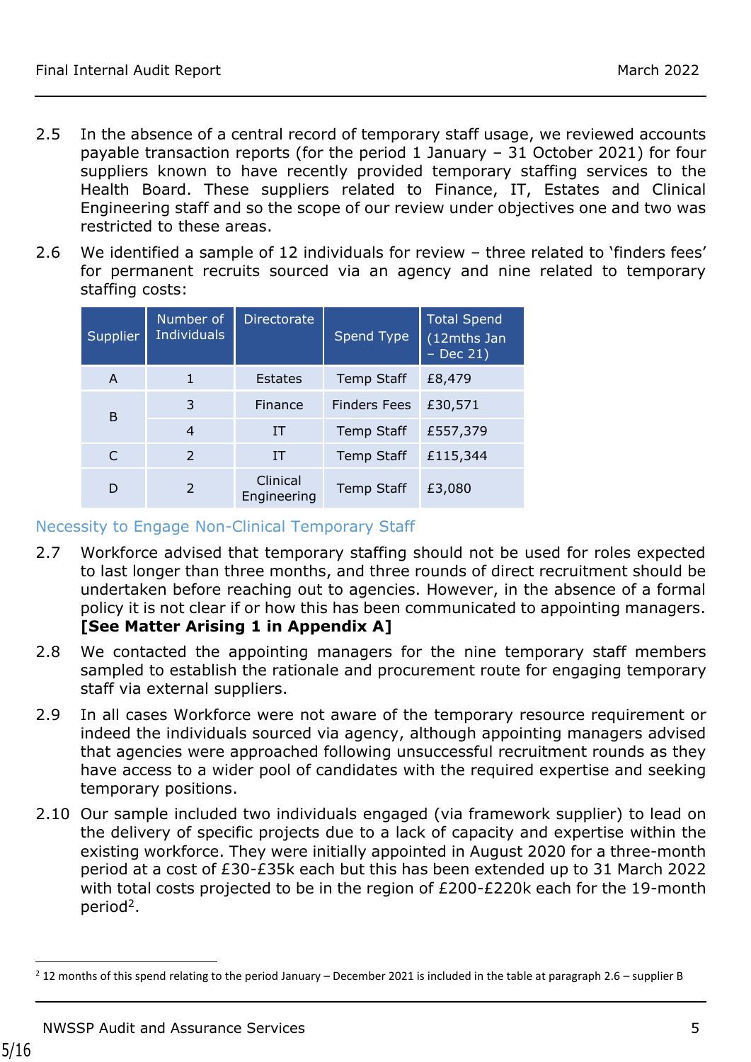2.5 In the absence of a central record of temporary staff usage, we reviewed accounts payable transaction reports (for the period 1 January – 31 October 2021) for four suppliers known to have recently provided temporary staffing services to the Health Board. These suppliers related to Finance, IT, Estates and Clinical Engineering staff and so the scope of our review under objectives one and two was restricted to these areas.

2.6 We identified a sample of 12 individuals for review – three related to 'finders fees' for permanent recruits sourced via an agency and nine related to temporary staffing costs:

| Supplier | Number of Individuals | Directorate | Spend Type | Total Spend (12mths Jan – Dec 21) |
|---|---|---|---|---|
| A | 1 | Estates | Temp Staff | £8,479 |
| B | 3 | Finance | Finders Fees | £30,571 |
| | 4 | IT | Temp Staff | £557,379 |
| C | 2 | IT | Temp Staff | £115,344 |
| D | 2 | Clinical Engineering | Temp Staff | £3,080 |

## Necessity to Engage Non-Clinical Temporary Staff

2.7 Workforce advised that temporary staffing should not be used for roles expected to last longer than three months, and three rounds of direct recruitment should be undertaken before reaching out to agencies. However, in the absence of a formal policy it is not clear if or how this has been communicated to appointing managers. **[See Matter Arising 1 in Appendix A]**

2.8 We contacted the appointing managers for the nine temporary staff members sampled to establish the rationale and procurement route for engaging temporary staff via external suppliers.

2.9 In all cases Workforce were not aware of the temporary resource requirement or indeed the individuals sourced via agency, although appointing managers advised that agencies were approached following unsuccessful recruitment rounds as they have access to a wider pool of candidates with the required expertise and seeking temporary positions.

2.10 Our sample included two individuals engaged (via framework supplier) to lead on the delivery of specific projects due to a lack of capacity and expertise within the existing workforce. They were initially appointed in August 2020 for a three-month period at a cost of £30-£35k each but this has been extended up to 31 March 2022 with total costs projected to be in the region of £200-£220k each for the 19-month period[2].

[2] 12 months of this spend relating to the period January – December 2021 is included in the table at paragraph 2.6 – supplier B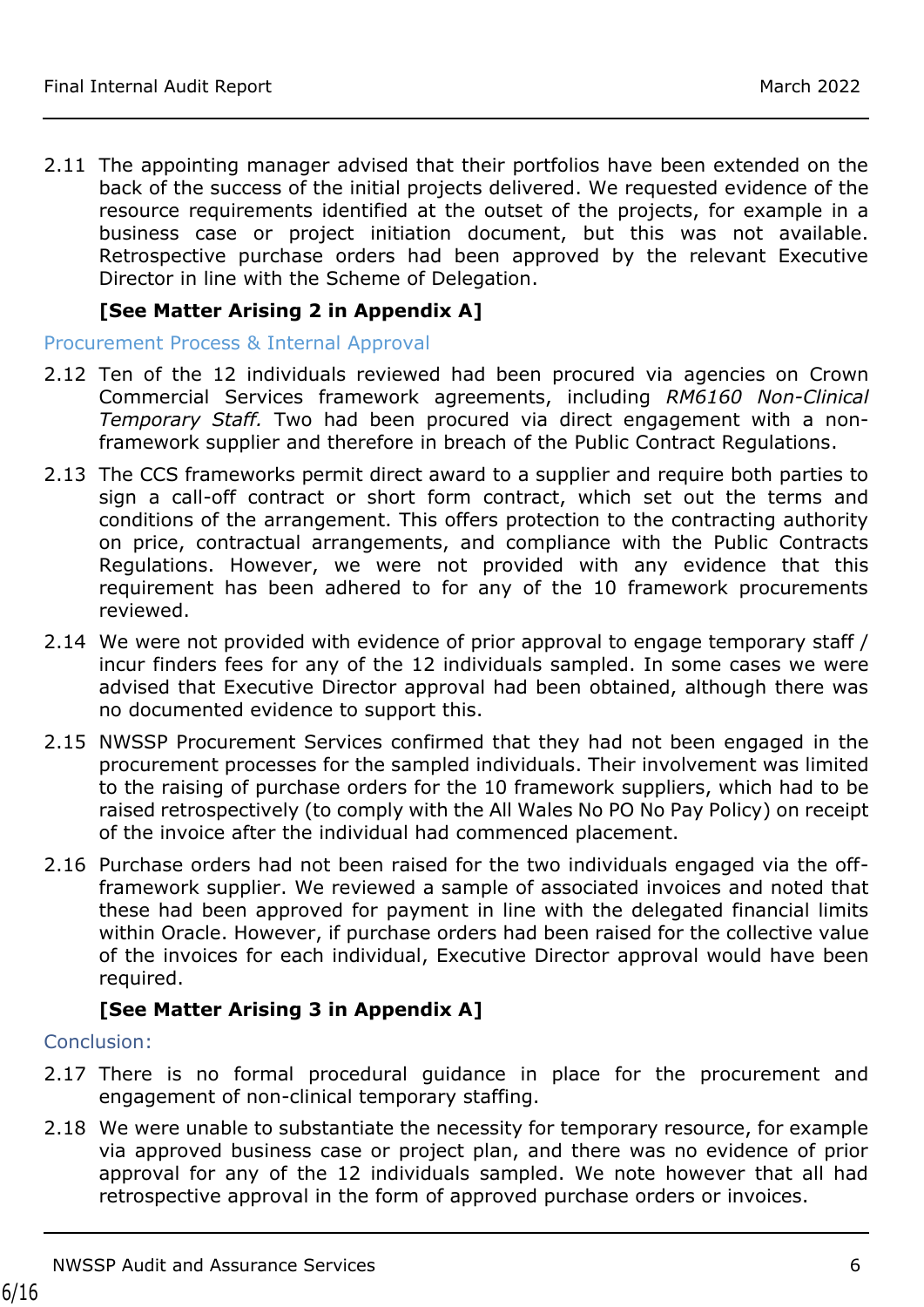2.11 The appointing manager advised that their portfolios have been extended on the back of the success of the initial projects delivered. We requested evidence of the resource requirements identified at the outset of the projects, for example in a business case or project initiation document, but this was not available. Retrospective purchase orders had been approved by the relevant Executive Director in line with the Scheme of Delegation.

**[See Matter Arising 2 in Appendix A]**

### Procurement Process & Internal Approval

2.12 Ten of the 12 individuals reviewed had been procured via agencies on Crown Commercial Services framework agreements, including *RM6160 Non-Clinical Temporary Staff.* Two had been procured via direct engagement with a non-framework supplier and therefore in breach of the Public Contract Regulations.

2.13 The CCS frameworks permit direct award to a supplier and require both parties to sign a call-off contract or short form contract, which set out the terms and conditions of the arrangement. This offers protection to the contracting authority on price, contractual arrangements, and compliance with the Public Contracts Regulations. However, we were not provided with any evidence that this requirement has been adhered to for any of the 10 framework procurements reviewed.

2.14 We were not provided with evidence of prior approval to engage temporary staff / incur finders fees for any of the 12 individuals sampled. In some cases we were advised that Executive Director approval had been obtained, although there was no documented evidence to support this.

2.15 NWSSP Procurement Services confirmed that they had not been engaged in the procurement processes for the sampled individuals. Their involvement was limited to the raising of purchase orders for the 10 framework suppliers, which had to be raised retrospectively (to comply with the All Wales No PO No Pay Policy) on receipt of the invoice after the individual had commenced placement.

2.16 Purchase orders had not been raised for the two individuals engaged via the off-framework supplier. We reviewed a sample of associated invoices and noted that these had been approved for payment in line with the delegated financial limits within Oracle. However, if purchase orders had been raised for the collective value of the invoices for each individual, Executive Director approval would have been required.

**[See Matter Arising 3 in Appendix A]**

### Conclusion:

2.17 There is no formal procedural guidance in place for the procurement and engagement of non-clinical temporary staffing.

2.18 We were unable to substantiate the necessity for temporary resource, for example via approved business case or project plan, and there was no evidence of prior approval for any of the 12 individuals sampled. We note however that all had retrospective approval in the form of approved purchase orders or invoices.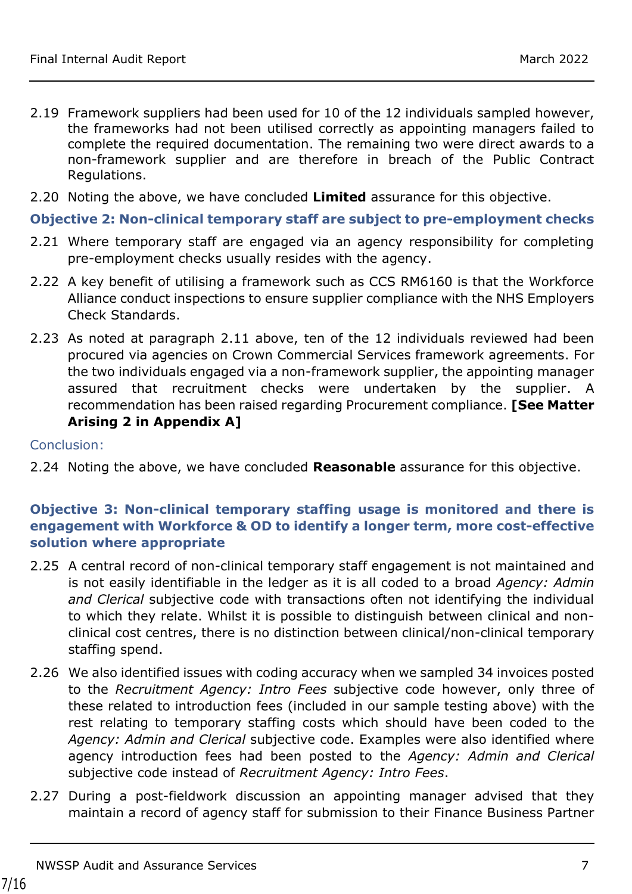2.19 Framework suppliers had been used for 10 of the 12 individuals sampled however, the frameworks had not been utilised correctly as appointing managers failed to complete the required documentation. The remaining two were direct awards to a non-framework supplier and are therefore in breach of the Public Contract Regulations.

2.20 Noting the above, we have concluded **Limited** assurance for this objective.

### Objective 2: Non-clinical temporary staff are subject to pre-employment checks

2.21 Where temporary staff are engaged via an agency responsibility for completing pre-employment checks usually resides with the agency.

2.22 A key benefit of utilising a framework such as CCS RM6160 is that the Workforce Alliance conduct inspections to ensure supplier compliance with the NHS Employers Check Standards.

2.23 As noted at paragraph 2.11 above, ten of the 12 individuals reviewed had been procured via agencies on Crown Commercial Services framework agreements. For the two individuals engaged via a non-framework supplier, the appointing manager assured that recruitment checks were undertaken by the supplier. A recommendation has been raised regarding Procurement compliance. **[See Matter Arising 2 in Appendix A]**

Conclusion:

2.24 Noting the above, we have concluded **Reasonable** assurance for this objective.

### Objective 3: Non-clinical temporary staffing usage is monitored and there is engagement with Workforce & OD to identify a longer term, more cost-effective solution where appropriate

2.25 A central record of non-clinical temporary staff engagement is not maintained and is not easily identifiable in the ledger as it is all coded to a broad *Agency: Admin and Clerical* subjective code with transactions often not identifying the individual to which they relate. Whilst it is possible to distinguish between clinical and non-clinical cost centres, there is no distinction between clinical/non-clinical temporary staffing spend.

2.26 We also identified issues with coding accuracy when we sampled 34 invoices posted to the *Recruitment Agency: Intro Fees* subjective code however, only three of these related to introduction fees (included in our sample testing above) with the rest relating to temporary staffing costs which should have been coded to the *Agency: Admin and Clerical* subjective code. Examples were also identified where agency introduction fees had been posted to the *Agency: Admin and Clerical* subjective code instead of *Recruitment Agency: Intro Fees*.

2.27 During a post-fieldwork discussion an appointing manager advised that they maintain a record of agency staff for submission to their Finance Business Partner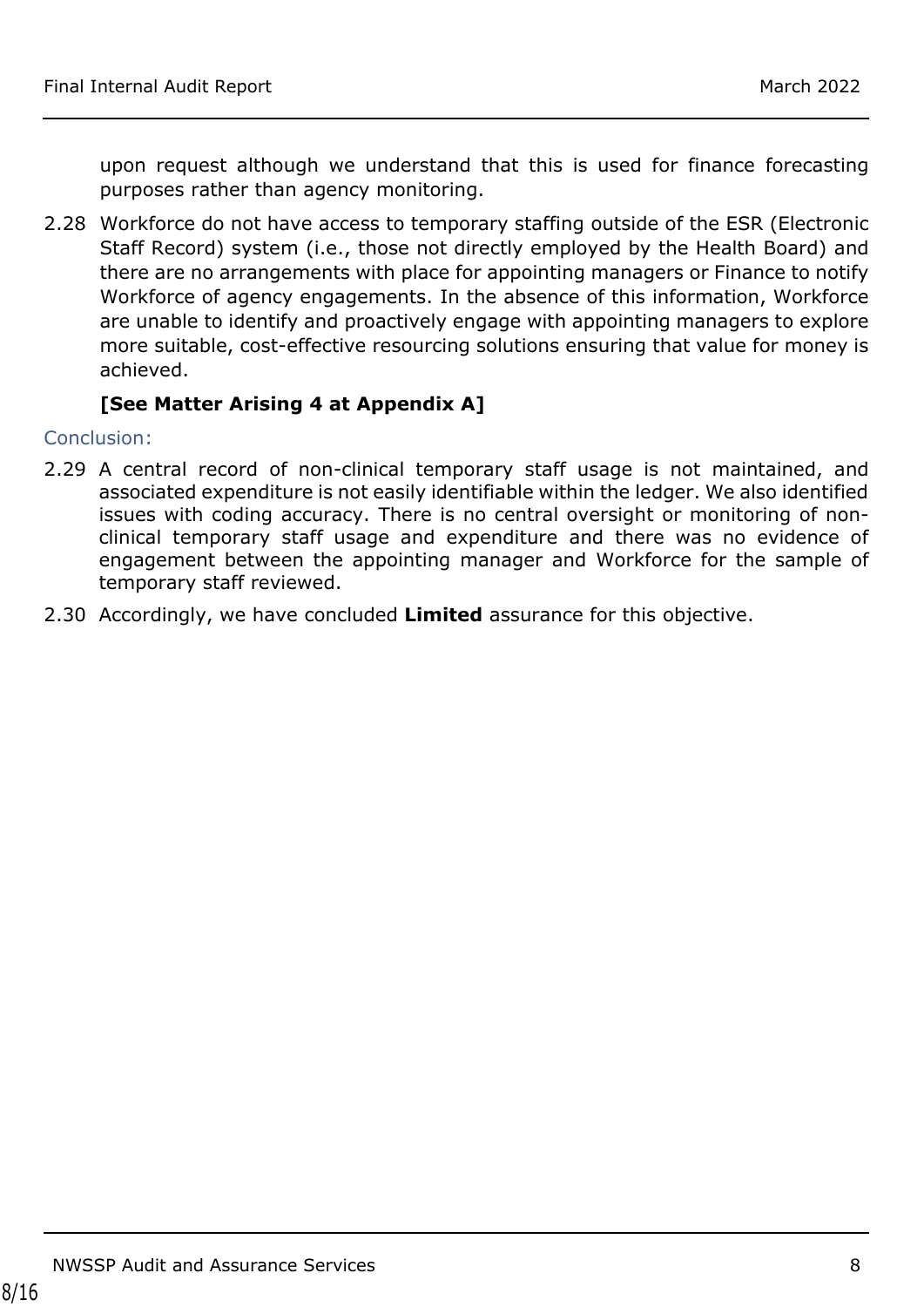upon request although we understand that this is used for finance forecasting purposes rather than agency monitoring.

2.28 Workforce do not have access to temporary staffing outside of the ESR (Electronic Staff Record) system (i.e., those not directly employed by the Health Board) and there are no arrangements with place for appointing managers or Finance to notify Workforce of agency engagements. In the absence of this information, Workforce are unable to identify and proactively engage with appointing managers to explore more suitable, cost-effective resourcing solutions ensuring that value for money is achieved.

**[See Matter Arising 4 at Appendix A]**

Conclusion:

2.29 A central record of non-clinical temporary staff usage is not maintained, and associated expenditure is not easily identifiable within the ledger. We also identified issues with coding accuracy. There is no central oversight or monitoring of non-clinical temporary staff usage and expenditure and there was no evidence of engagement between the appointing manager and Workforce for the sample of temporary staff reviewed.

2.30 Accordingly, we have concluded **Limited** assurance for this objective.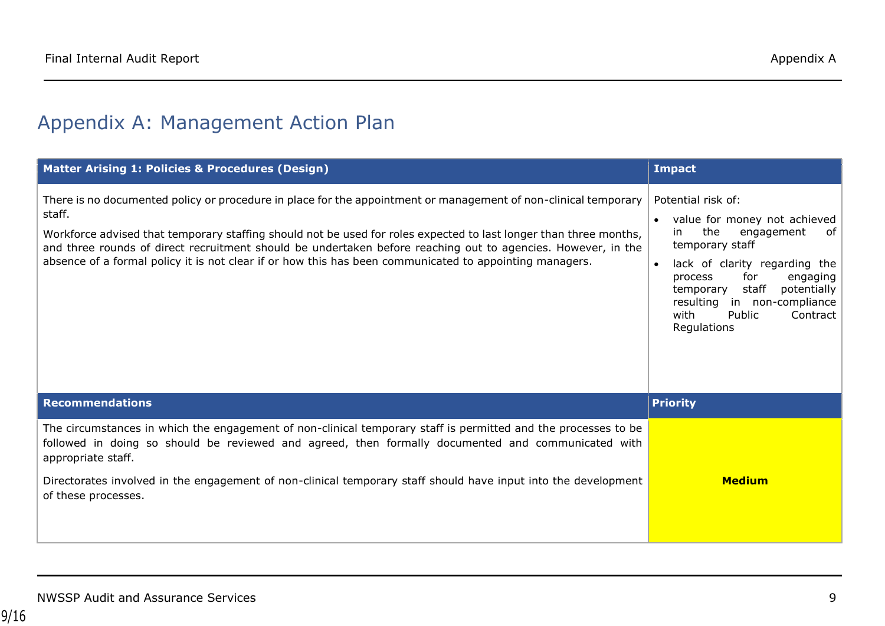# Appendix A: Management Action Plan

| Matter Arising 1: Policies & Procedures (Design) | Impact |
| --- | --- |
| There is no documented policy or procedure in place for the appointment or management of non-clinical temporary staff.<br><br>Workforce advised that temporary staffing should not be used for roles expected to last longer than three months, and three rounds of direct recruitment should be undertaken before reaching out to agencies. However, in the absence of a formal policy it is not clear if or how this has been communicated to appointing managers. | Potential risk of:<br>• value for money not achieved in the engagement of temporary staff<br>• lack of clarity regarding the process for engaging temporary staff potentially resulting in non-compliance with Public Contract Regulations |
| **Recommendations** | **Priority** |
| The circumstances in which the engagement of non-clinical temporary staff is permitted and the processes to be followed in doing so should be reviewed and agreed, then formally documented and communicated with appropriate staff.<br><br>Directorates involved in the engagement of non-clinical temporary staff should have input into the development of these processes. | **Medium** |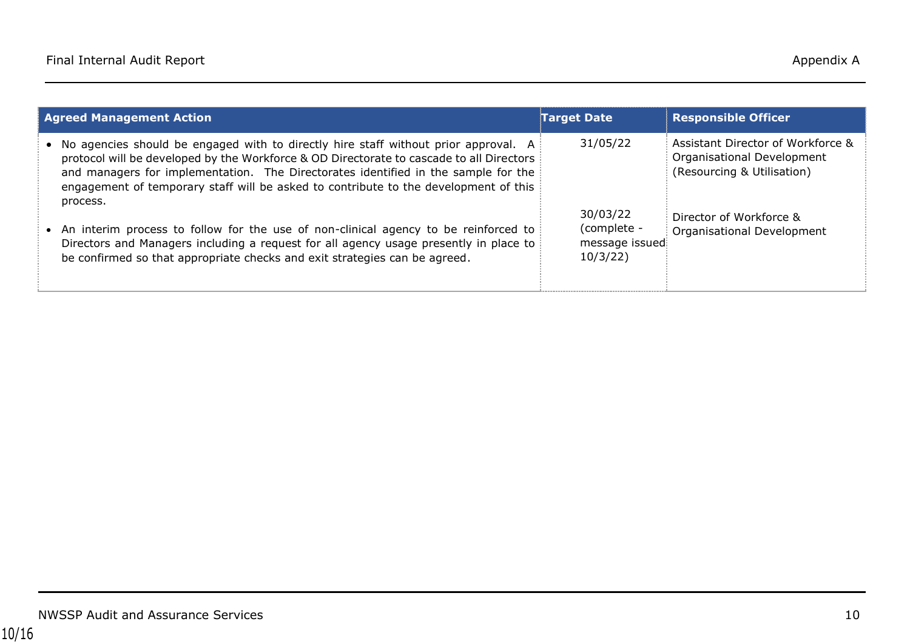| Agreed Management Action | Target Date | Responsible Officer |
|---|---|---|
| • No agencies should be engaged with to directly hire staff without prior approval. A protocol will be developed by the Workforce & OD Directorate to cascade to all Directors and managers for implementation. The Directorates identified in the sample for the engagement of temporary staff will be asked to contribute to the development of this process. | 31/05/22 | Assistant Director of Workforce & Organisational Development (Resourcing & Utilisation) |
| • An interim process to follow for the use of non-clinical agency to be reinforced to Directors and Managers including a request for all agency usage presently in place to be confirmed so that appropriate checks and exit strategies can be agreed. | 30/03/22 (complete - message issued 10/3/22) | Director of Workforce & Organisational Development |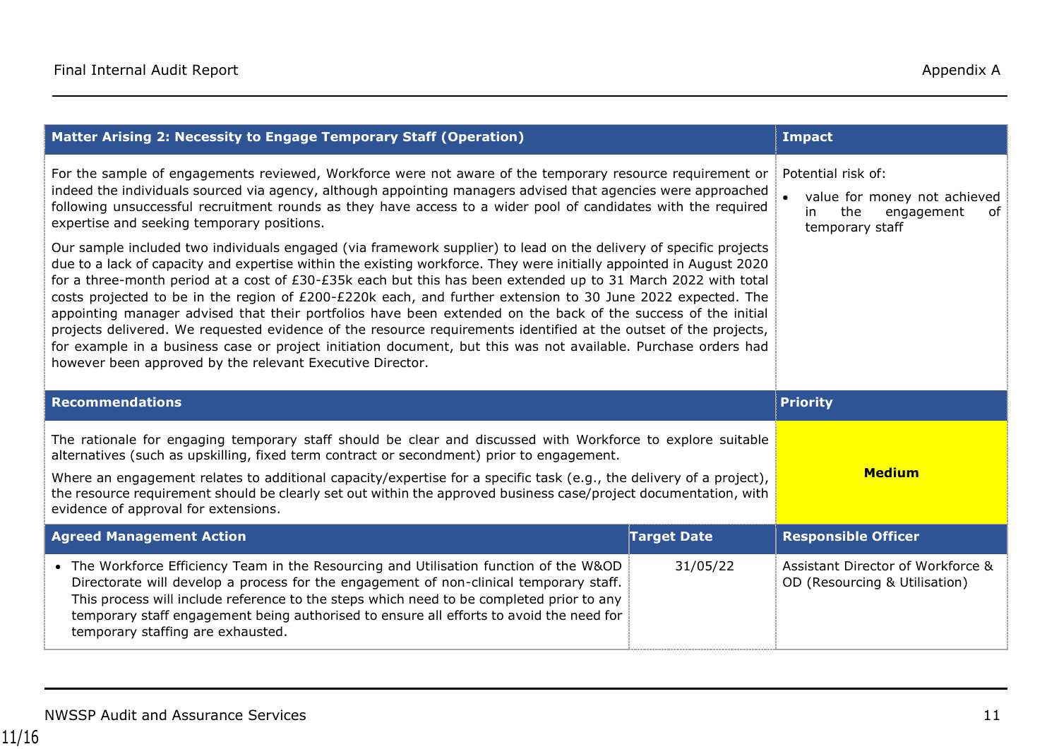| Matter Arising 2: Necessity to Engage Temporary Staff (Operation) | | Impact |
|---|---|---|
| For the sample of engagements reviewed, Workforce were not aware of the temporary resource requirement or indeed the individuals sourced via agency, although appointing managers advised that agencies were approached following unsuccessful recruitment rounds as they have access to a wider pool of candidates with the required expertise and seeking temporary positions.<br><br>Our sample included two individuals engaged (via framework supplier) to lead on the delivery of specific projects due to a lack of capacity and expertise within the existing workforce. They were initially appointed in August 2020 for a three-month period at a cost of £30-£35k each but this has been extended up to 31 March 2022 with total costs projected to be in the region of £200-£220k each, and further extension to 30 June 2022 expected. The appointing manager advised that their portfolios have been extended on the back of the success of the initial projects delivered. We requested evidence of the resource requirements identified at the outset of the projects, for example in a business case or project initiation document, but this was not available. Purchase orders had however been approved by the relevant Executive Director. | | Potential risk of:<br><br>• value for money not achieved in the engagement of temporary staff |
| **Recommendations** | | **Priority** |
| The rationale for engaging temporary staff should be clear and discussed with Workforce to explore suitable alternatives (such as upskilling, fixed term contract or secondment) prior to engagement.<br><br>Where an engagement relates to additional capacity/expertise for a specific task (e.g., the delivery of a project), the resource requirement should be clearly set out within the approved business case/project documentation, with evidence of approval for extensions. | | **Medium** |
| **Agreed Management Action** | **Target Date** | **Responsible Officer** |
| • The Workforce Efficiency Team in the Resourcing and Utilisation function of the W&OD Directorate will develop a process for the engagement of non-clinical temporary staff. This process will include reference to the steps which need to be completed prior to any temporary staff engagement being authorised to ensure all efforts to avoid the need for temporary staffing are exhausted. | 31/05/22 | Assistant Director of Workforce & OD (Resourcing & Utilisation) |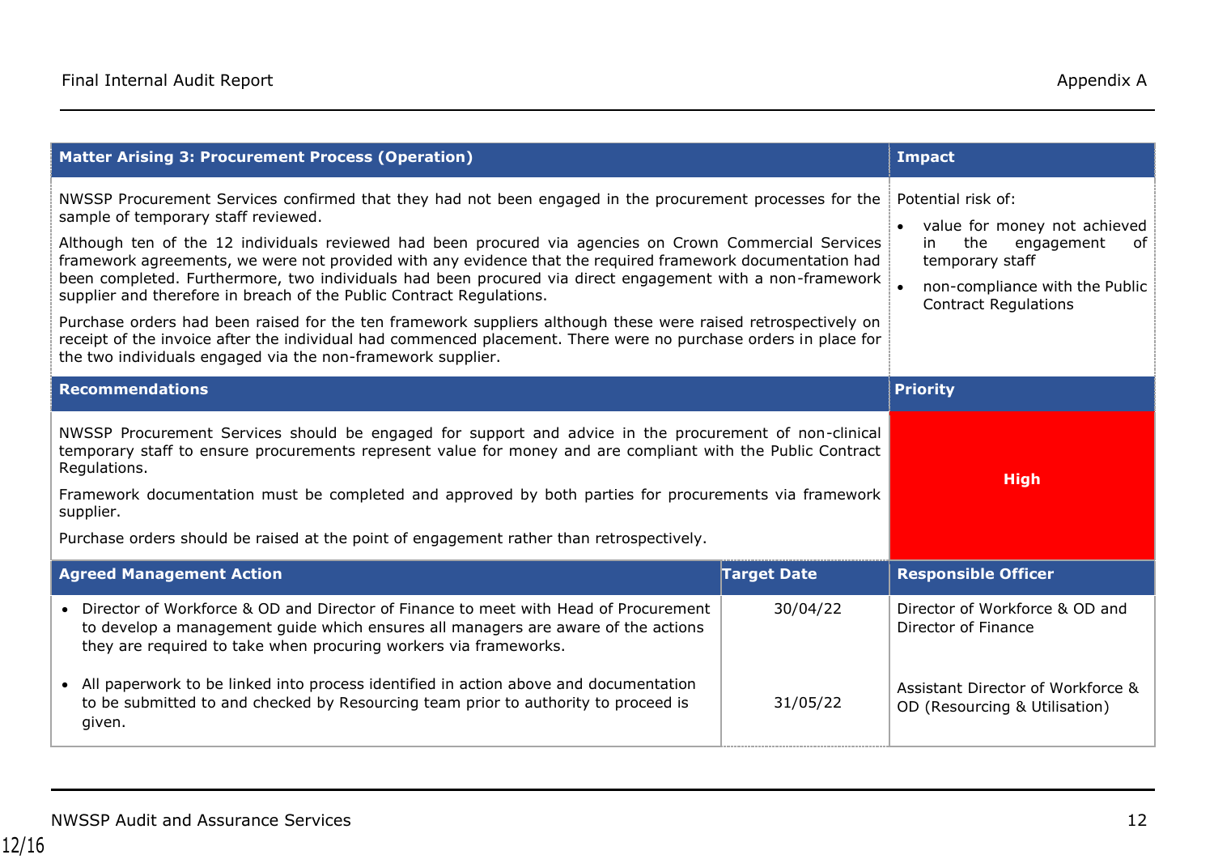| Matter Arising 3: Procurement Process (Operation) | | Impact |
|---|---|---|
| NWSSP Procurement Services confirmed that they had not been engaged in the procurement processes for the sample of temporary staff reviewed.<br><br>Although ten of the 12 individuals reviewed had been procured via agencies on Crown Commercial Services framework agreements, we were not provided with any evidence that the required framework documentation had been completed. Furthermore, two individuals had been procured via direct engagement with a non-framework supplier and therefore in breach of the Public Contract Regulations.<br><br>Purchase orders had been raised for the ten framework suppliers although these were raised retrospectively on receipt of the invoice after the individual had commenced placement. There were no purchase orders in place for the two individuals engaged via the non-framework supplier. | | Potential risk of:<br><br>• value for money not achieved in the engagement of temporary staff<br><br>• non-compliance with the Public Contract Regulations |
| **Recommendations** | | **Priority** |
| NWSSP Procurement Services should be engaged for support and advice in the procurement of non-clinical temporary staff to ensure procurements represent value for money and are compliant with the Public Contract Regulations.<br><br>Framework documentation must be completed and approved by both parties for procurements via framework supplier.<br><br>Purchase orders should be raised at the point of engagement rather than retrospectively. | | **High** |
| **Agreed Management Action** | **Target Date** | **Responsible Officer** |
| • Director of Workforce & OD and Director of Finance to meet with Head of Procurement to develop a management guide which ensures all managers are aware of the actions they are required to take when procuring workers via frameworks. | 30/04/22 | Director of Workforce & OD and Director of Finance |
| • All paperwork to be linked into process identified in action above and documentation to be submitted to and checked by Resourcing team prior to authority to proceed is given. | 31/05/22 | Assistant Director of Workforce & OD (Resourcing & Utilisation) |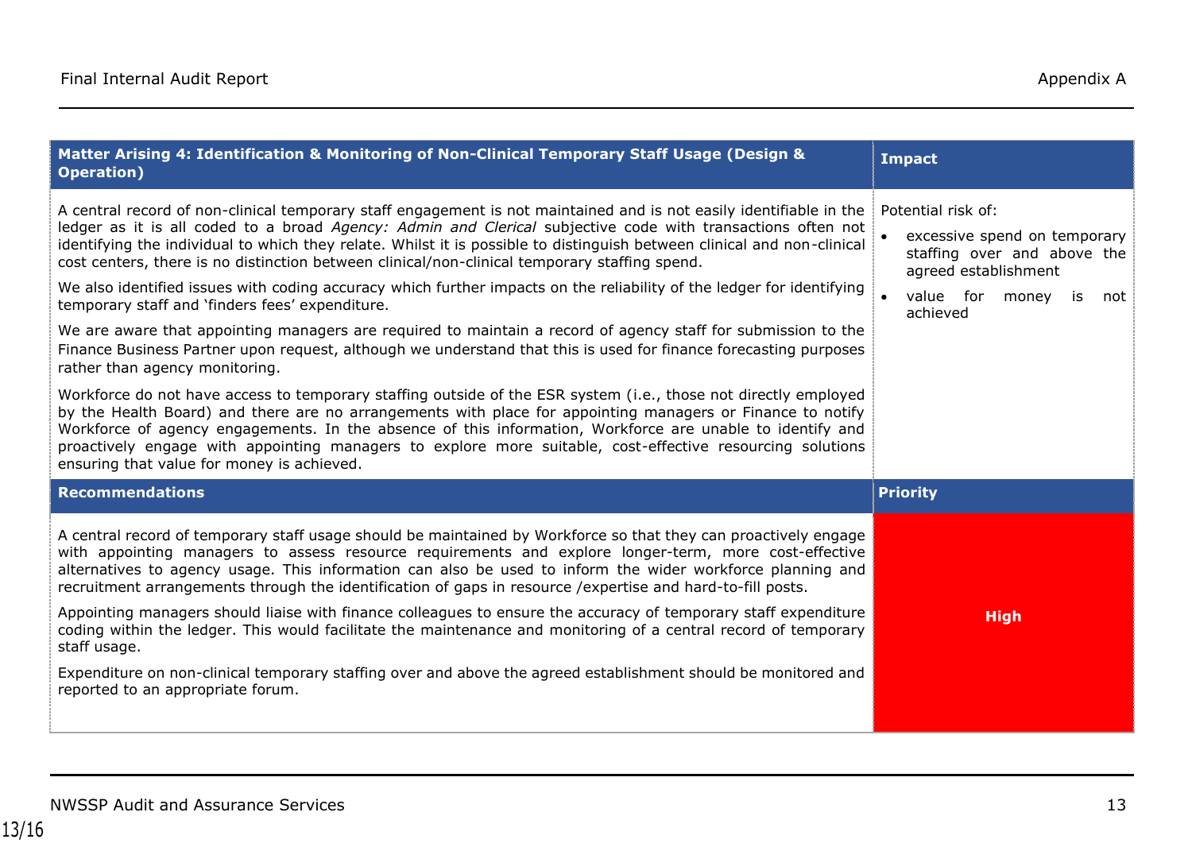| Matter Arising 4: Identification & Monitoring of Non-Clinical Temporary Staff Usage (Design & Operation) | Impact |
|---|---|
| A central record of non-clinical temporary staff engagement is not maintained and is not easily identifiable in the ledger as it is all coded to a broad *Agency: Admin and Clerical* subjective code with transactions often not identifying the individual to which they relate. Whilst it is possible to distinguish between clinical and non-clinical cost centers, there is no distinction between clinical/non-clinical temporary staffing spend.<br><br>We also identified issues with coding accuracy which further impacts on the reliability of the ledger for identifying temporary staff and 'finders fees' expenditure.<br><br>We are aware that appointing managers are required to maintain a record of agency staff for submission to the Finance Business Partner upon request, although we understand that this is used for finance forecasting purposes rather than agency monitoring.<br><br>Workforce do not have access to temporary staffing outside of the ESR system (i.e., those not directly employed by the Health Board) and there are no arrangements with place for appointing managers or Finance to notify Workforce of agency engagements. In the absence of this information, Workforce are unable to identify and proactively engage with appointing managers to explore more suitable, cost-effective resourcing solutions ensuring that value for money is achieved. | Potential risk of:<br>• excessive spend on temporary staffing over and above the agreed establishment<br>• value for money is not achieved |
| **Recommendations** | **Priority** |
| A central record of temporary staff usage should be maintained by Workforce so that they can proactively engage with appointing managers to assess resource requirements and explore longer-term, more cost-effective alternatives to agency usage. This information can also be used to inform the wider workforce planning and recruitment arrangements through the identification of gaps in resource /expertise and hard-to-fill posts.<br><br>Appointing managers should liaise with finance colleagues to ensure the accuracy of temporary staff expenditure coding within the ledger. This would facilitate the maintenance and monitoring of a central record of temporary staff usage.<br><br>Expenditure on non-clinical temporary staffing over and above the agreed establishment should be monitored and reported to an appropriate forum. | **High** |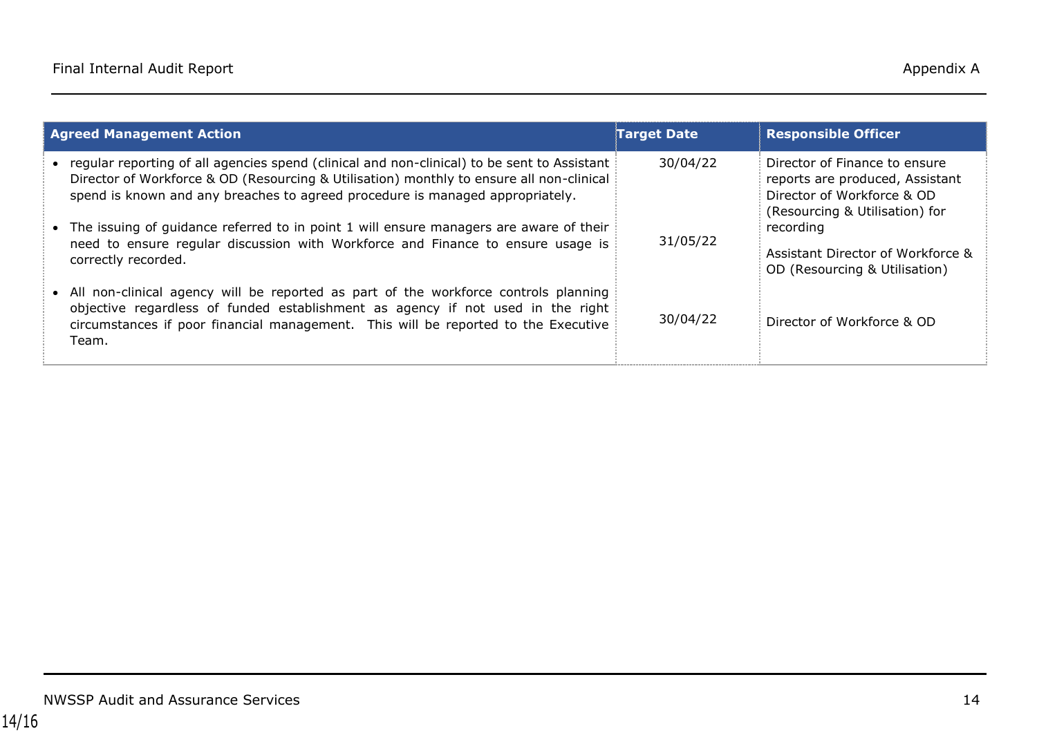| Agreed Management Action | Target Date | Responsible Officer |
|---|---|---|
| • regular reporting of all agencies spend (clinical and non-clinical) to be sent to Assistant Director of Workforce & OD (Resourcing & Utilisation) monthly to ensure all non-clinical spend is known and any breaches to agreed procedure is managed appropriately. | 30/04/22 | Director of Finance to ensure reports are produced, Assistant Director of Workforce & OD (Resourcing & Utilisation) for recording |
| • The issuing of guidance referred to in point 1 will ensure managers are aware of their need to ensure regular discussion with Workforce and Finance to ensure usage is correctly recorded. | 31/05/22 | Assistant Director of Workforce & OD (Resourcing & Utilisation) |
| • All non-clinical agency will be reported as part of the workforce controls planning objective regardless of funded establishment as agency if not used in the right circumstances if poor financial management. This will be reported to the Executive Team. | 30/04/22 | Director of Workforce & OD |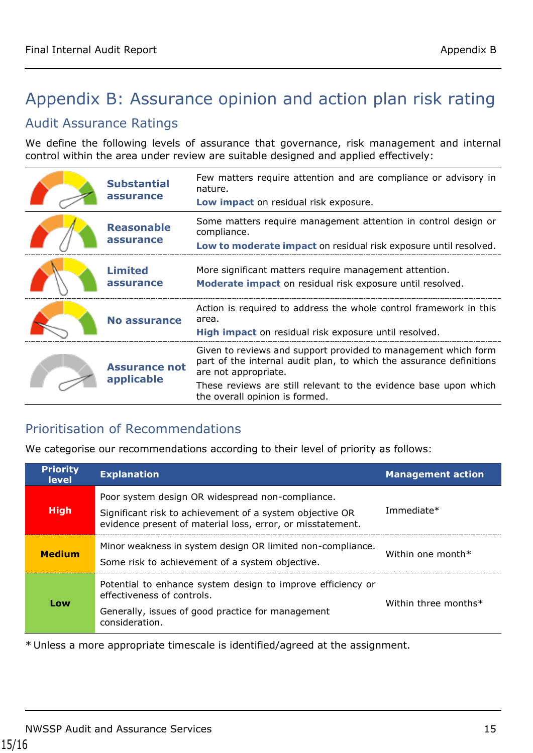# Appendix B: Assurance opinion and action plan risk rating

## Audit Assurance Ratings

We define the following levels of assurance that governance, risk management and internal control within the area under review are suitable designed and applied effectively:

| | | |
|---|---|---|
| | **Substantial assurance** | Few matters require attention and are compliance or advisory in nature.<br>**Low impact** on residual risk exposure. |
| | **Reasonable assurance** | Some matters require management attention in control design or compliance.<br>**Low to moderate impact** on residual risk exposure until resolved. |
| | **Limited assurance** | More significant matters require management attention.<br>**Moderate impact** on residual risk exposure until resolved. |
| | **No assurance** | Action is required to address the whole control framework in this area.<br>**High impact** on residual risk exposure until resolved. |
| | **Assurance not applicable** | Given to reviews and support provided to management which form part of the internal audit plan, to which the assurance definitions are not appropriate.<br>These reviews are still relevant to the evidence base upon which the overall opinion is formed. |

## Prioritisation of Recommendations

We categorise our recommendations according to their level of priority as follows:

| Priority level | Explanation | Management action |
|---|---|---|
| **High** | Poor system design OR widespread non-compliance.<br>Significant risk to achievement of a system objective OR evidence present of material loss, error, or misstatement. | Immediate* |
| **Medium** | Minor weakness in system design OR limited non-compliance.<br>Some risk to achievement of a system objective. | Within one month* |
| **Low** | Potential to enhance system design to improve efficiency or effectiveness of controls.<br>Generally, issues of good practice for management consideration. | Within three months* |

* Unless a more appropriate timescale is identified/agreed at the assignment.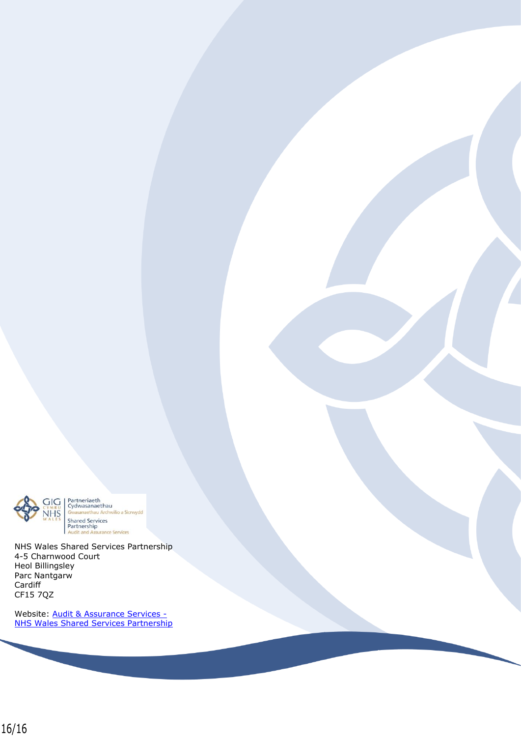GIG CYMRU NHS WALES | Partneriaeth Cydwasanaethau Gwasanaethau Archwilio a Sicrwydd | Shared Services Partnership Audit and Assurance Services

NHS Wales Shared Services Partnership
4-5 Charnwood Court
Heol Billingsley
Parc Nantgarw
Cardiff
CF15 7QZ

Website: [Audit & Assurance Services - NHS Wales Shared Services Partnership]